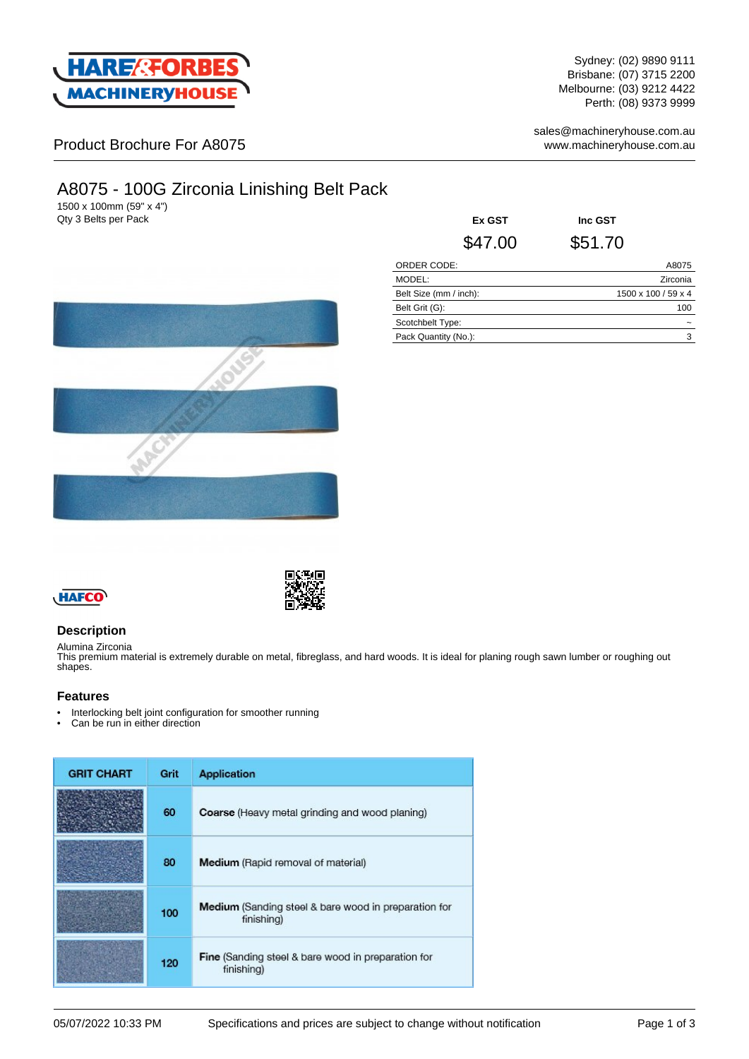Sydney: (02) 9890 9111
Brisbane: (07) 3715 2200
Melbourne: (03) 9212 4422
Perth: (08) 9373 9999

sales@machineryhouse.com.au
www.machineryhouse.com.au

Product Brochure For A8075

# A8075 - 100G Zirconia Linishing Belt Pack

1500 x 100mm (59" x 4")
Qty 3 Belts per Pack

| Ex GST | Inc GST |
|---|---|
| $47.00 | $51.70 |

| | |
|---|---|
| ORDER CODE: | A8075 |
| MODEL: | Zirconia |
| Belt Size (mm / inch): | 1500 x 100 / 59 x 4 |
| Belt Grit (G): | 100 |
| Scotchbelt Type: | ~ |
| Pack Quantity (No.): | 3 |

## Description

Alumina Zirconia
This premium material is extremely durable on metal, fibreglass, and hard woods. It is ideal for planing rough sawn lumber or roughing out shapes.

## Features

- Interlocking belt joint configuration for smoother running
- Can be run in either direction

| GRIT CHART | Grit | Application |
|---|---|---|
| | 60 | **Coarse** (Heavy metal grinding and wood planing) |
| | 80 | **Medium** (Rapid removal of material) |
| | 100 | **Medium** (Sanding steel & bare wood in preparation for finishing) |
| | 120 | **Fine** (Sanding steel & bare wood in preparation for finishing) |

05/07/2022 10:33 PM Specifications and prices are subject to change without notification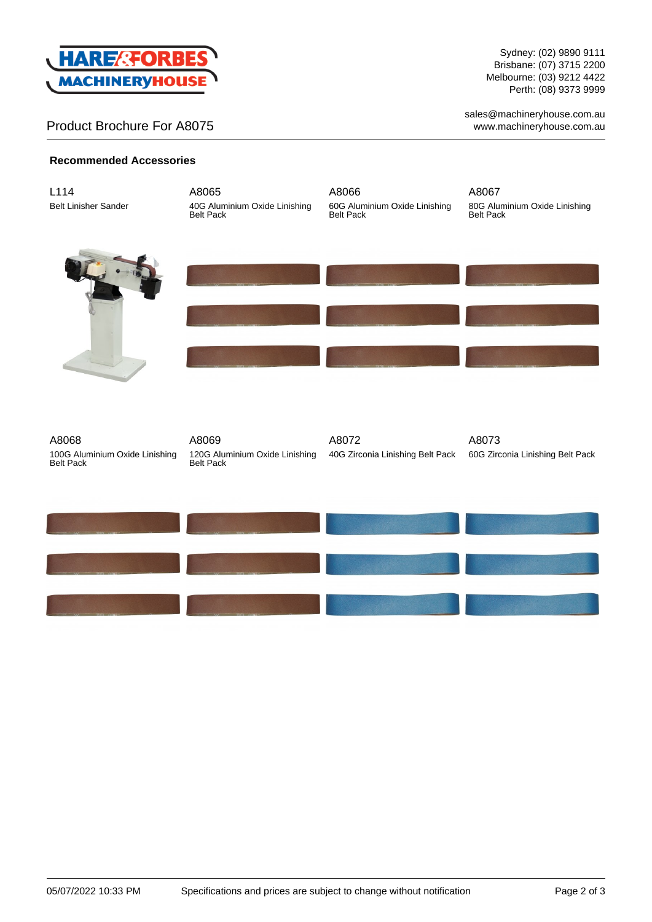Product Brochure For A8075

**Recommended Accessories**

L114
Belt Linisher Sander

A8065
40G Aluminium Oxide Linishing Belt Pack

A8066
60G Aluminium Oxide Linishing Belt Pack

A8067
80G Aluminium Oxide Linishing Belt Pack

A8068
100G Aluminium Oxide Linishing Belt Pack

A8069
120G Aluminium Oxide Linishing Belt Pack

A8072
40G Zirconia Linishing Belt Pack

A8073
60G Zirconia Linishing Belt Pack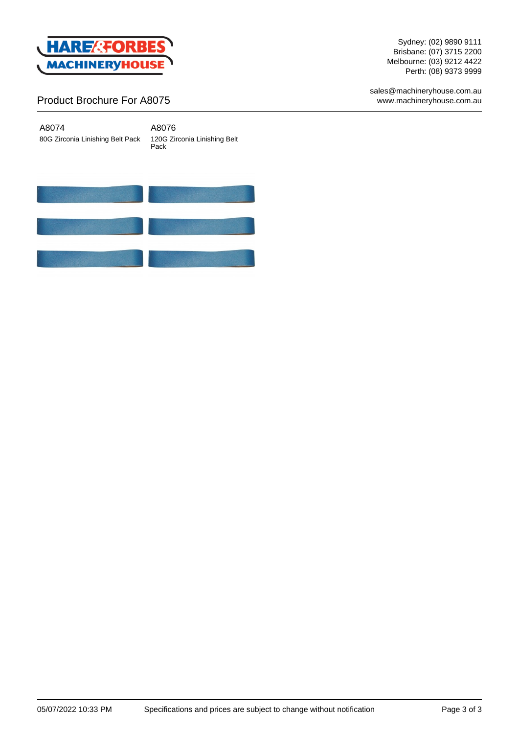Sydney: (02) 9890 9111
Brisbane: (07) 3715 2200
Melbourne: (03) 9212 4422
Perth: (08) 9373 9999

sales@machineryhouse.com.au
www.machineryhouse.com.au

# Product Brochure For A8075

| A8074 | A8076 |
| --- | --- |
| 80G Zirconia Linishing Belt Pack | 120G Zirconia Linishing Belt Pack |

05/07/2022 10:33 PM    Specifications and prices are subject to change without notification